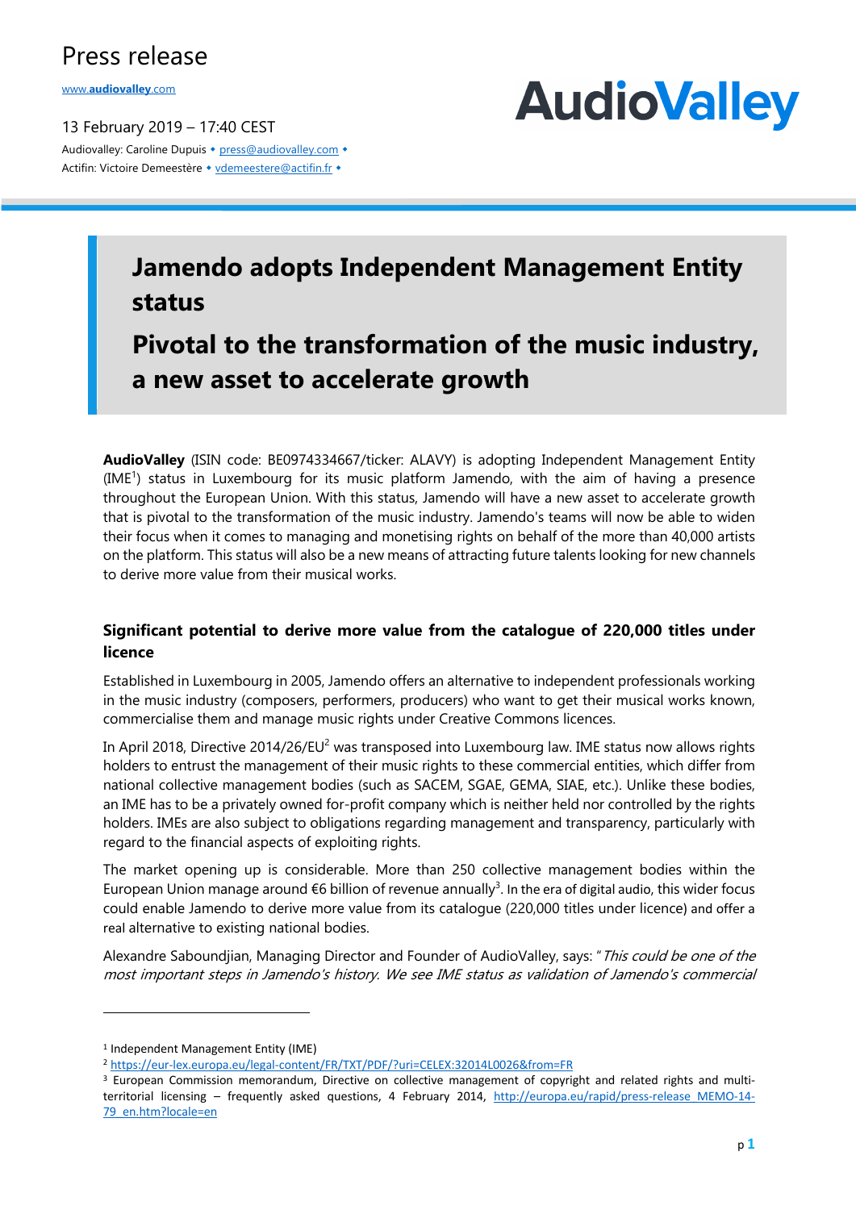# Press release

www.audiovalley.com

13 February 2019 – 17:40 CEST

Audiovalley: Caroline Dupuis • press@audiovalley.com •
Actifin: Victoire Demeestère • vdemeestere@actifin.fr •

AudioValley

## Jamendo adopts Independent Management Entity status

## Pivotal to the transformation of the music industry, a new asset to accelerate growth

**AudioValley** (ISIN code: BE0974334667/ticker: ALAVY) is adopting Independent Management Entity (IME[1]) status in Luxembourg for its music platform Jamendo, with the aim of having a presence throughout the European Union. With this status, Jamendo will have a new asset to accelerate growth that is pivotal to the transformation of the music industry. Jamendo's teams will now be able to widen their focus when it comes to managing and monetising rights on behalf of the more than 40,000 artists on the platform. This status will also be a new means of attracting future talents looking for new channels to derive more value from their musical works.

### Significant potential to derive more value from the catalogue of 220,000 titles under licence

Established in Luxembourg in 2005, Jamendo offers an alternative to independent professionals working in the music industry (composers, performers, producers) who want to get their musical works known, commercialise them and manage music rights under Creative Commons licences.

In April 2018, Directive 2014/26/EU[2] was transposed into Luxembourg law. IME status now allows rights holders to entrust the management of their music rights to these commercial entities, which differ from national collective management bodies (such as SACEM, SGAE, GEMA, SIAE, etc.). Unlike these bodies, an IME has to be a privately owned for-profit company which is neither held nor controlled by the rights holders. IMEs are also subject to obligations regarding management and transparency, particularly with regard to the financial aspects of exploiting rights.

The market opening up is considerable. More than 250 collective management bodies within the European Union manage around €6 billion of revenue annually[3]. In the era of digital audio, this wider focus could enable Jamendo to derive more value from its catalogue (220,000 titles under licence) and offer a real alternative to existing national bodies.

Alexandre Saboundjian, Managing Director and Founder of AudioValley, says: "*This could be one of the most important steps in Jamendo's history. We see IME status as validation of Jamendo's commercial*

---

[1] Independent Management Entity (IME)

[2] https://eur-lex.europa.eu/legal-content/FR/TXT/PDF/?uri=CELEX:32014L0026&from=FR

[3] European Commission memorandum, Directive on collective management of copyright and related rights and multi-territorial licensing – frequently asked questions, 4 February 2014, http://europa.eu/rapid/press-release_MEMO-14-79_en.htm?locale=en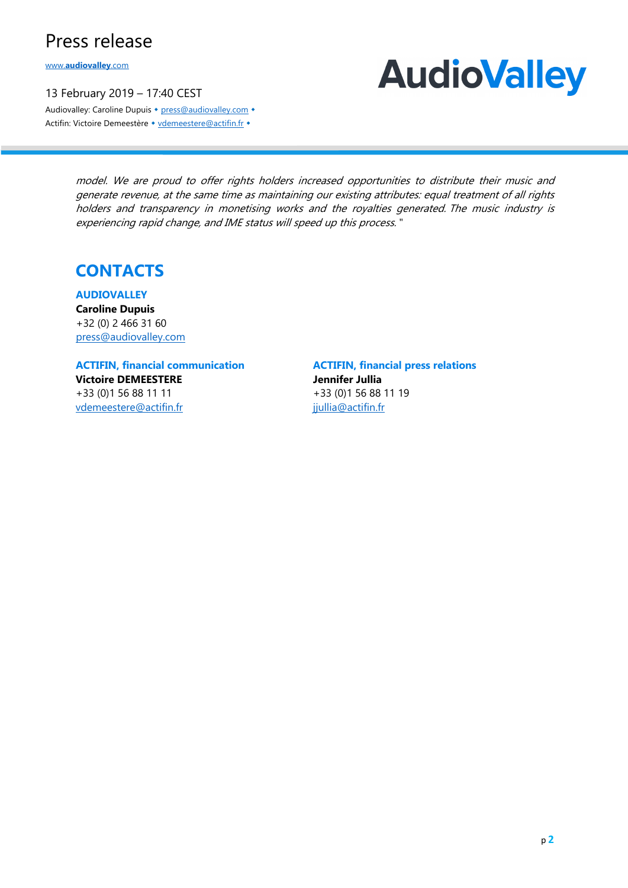*model. We are proud to offer rights holders increased opportunities to distribute their music and generate revenue, at the same time as maintaining our existing attributes: equal treatment of all rights holders and transparency in monetising works and the royalties generated. The music industry is experiencing rapid change, and IME status will speed up this process.* "

## CONTACTS

### AUDIOVALLEY

**Caroline Dupuis**
+32 (0) 2 466 31 60
press@audiovalley.com

### ACTIFIN, financial communication

**Victoire DEMEESTERE**
+33 (0)1 56 88 11 11
vdemeestere@actifin.fr

### ACTIFIN, financial press relations

**Jennifer Jullia**
+33 (0)1 56 88 11 19
jjullia@actifin.fr